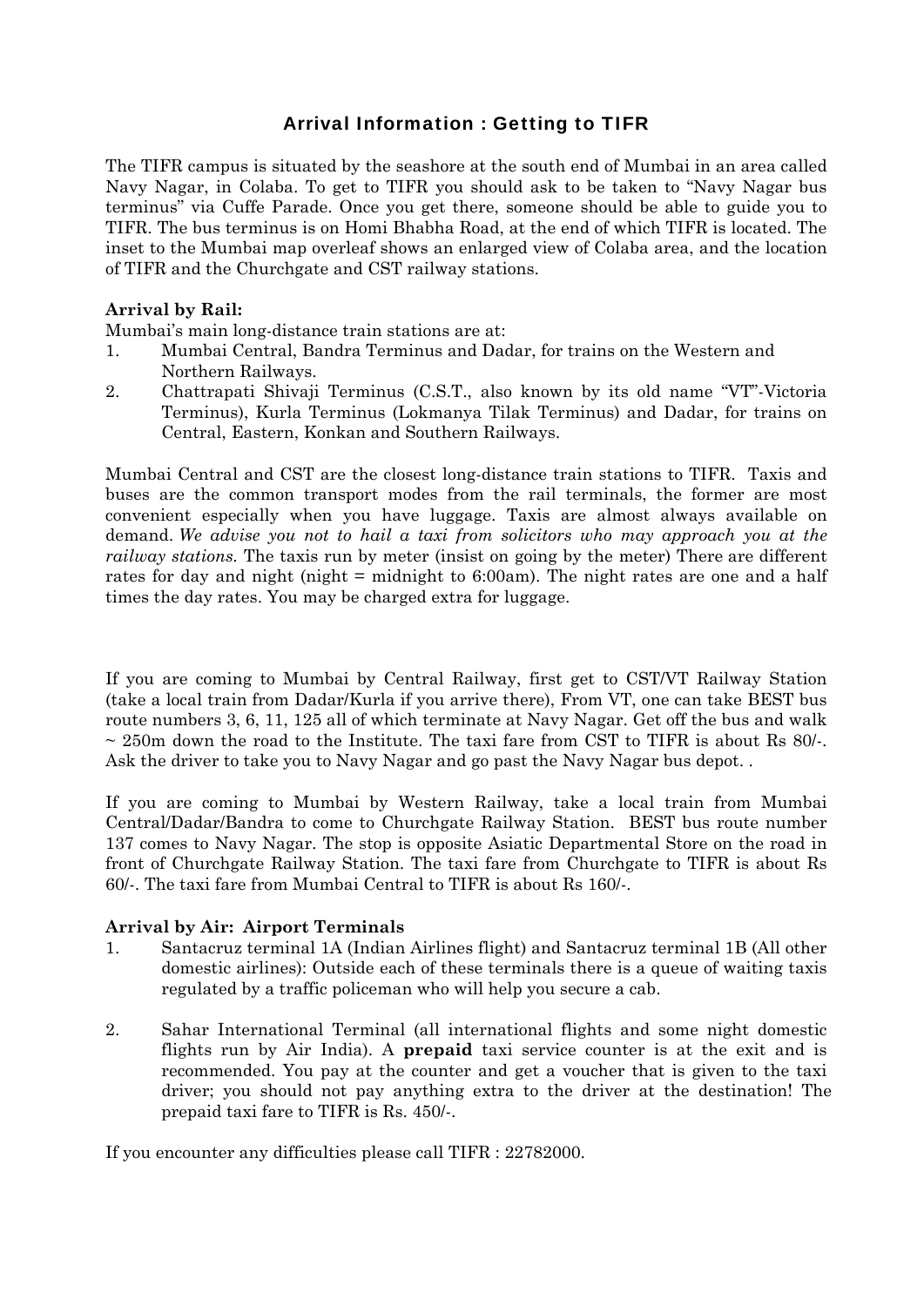# Arrival Information : Getting to TIFR

The TIFR campus is situated by the seashore at the south end of Mumbai in an area called Navy Nagar, in Colaba. To get to TIFR you should ask to be taken to "Navy Nagar bus terminus" via Cuffe Parade. Once you get there, someone should be able to guide you to TIFR. The bus terminus is on Homi Bhabha Road, at the end of which TIFR is located. The inset to the Mumbai map overleaf shows an enlarged view of Colaba area, and the location of TIFR and the Churchgate and CST railway stations.

**Arrival by Rail:**

Mumbai's main long-distance train stations are at:

1. Mumbai Central, Bandra Terminus and Dadar, for trains on the Western and Northern Railways.
2. Chattrapati Shivaji Terminus (C.S.T., also known by its old name "VT"-Victoria Terminus), Kurla Terminus (Lokmanya Tilak Terminus) and Dadar, for trains on Central, Eastern, Konkan and Southern Railways.

Mumbai Central and CST are the closest long-distance train stations to TIFR. Taxis and buses are the common transport modes from the rail terminals, the former are most convenient especially when you have luggage. Taxis are almost always available on demand. *We advise you not to hail a taxi from solicitors who may approach you at the railway stations.* The taxis run by meter (insist on going by the meter) There are different rates for day and night (night = midnight to 6:00am). The night rates are one and a half times the day rates. You may be charged extra for luggage.

If you are coming to Mumbai by Central Railway, first get to CST/VT Railway Station (take a local train from Dadar/Kurla if you arrive there), From VT, one can take BEST bus route numbers 3, 6, 11, 125 all of which terminate at Navy Nagar. Get off the bus and walk ~ 250m down the road to the Institute. The taxi fare from CST to TIFR is about Rs 80/-. Ask the driver to take you to Navy Nagar and go past the Navy Nagar bus depot. .

If you are coming to Mumbai by Western Railway, take a local train from Mumbai Central/Dadar/Bandra to come to Churchgate Railway Station. BEST bus route number 137 comes to Navy Nagar. The stop is opposite Asiatic Departmental Store on the road in front of Churchgate Railway Station. The taxi fare from Churchgate to TIFR is about Rs 60/-. The taxi fare from Mumbai Central to TIFR is about Rs 160/-.

**Arrival by Air: Airport Terminals**

1. Santacruz terminal 1A (Indian Airlines flight) and Santacruz terminal 1B (All other domestic airlines): Outside each of these terminals there is a queue of waiting taxis regulated by a traffic policeman who will help you secure a cab.
2. Sahar International Terminal (all international flights and some night domestic flights run by Air India). A **prepaid** taxi service counter is at the exit and is recommended. You pay at the counter and get a voucher that is given to the taxi driver; you should not pay anything extra to the driver at the destination! The prepaid taxi fare to TIFR is Rs. 450/-.

If you encounter any difficulties please call TIFR : 22782000.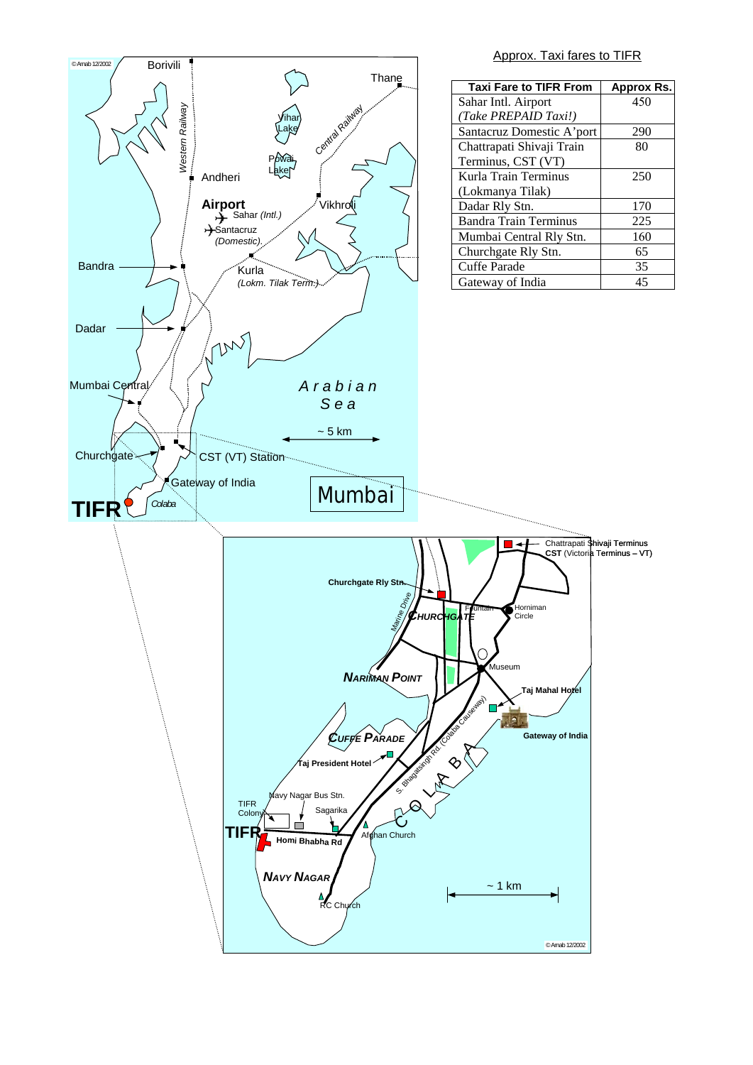Approx. Taxi fares to TIFR

| Taxi Fare to TIFR From | Approx Rs. |
|---|---|
| Sahar Intl. Airport *(Take PREPAID Taxi!)* | 450 |
| Santacruz Domestic A'port | 290 |
| Chattrapati Shivaji Train Terminus, CST (VT) | 80 |
| Kurla Train Terminus (Lokmanya Tilak) | 250 |
| Dadar Rly Stn. | 170 |
| Bandra Train Terminus | 225 |
| Mumbai Central Rly Stn. | 160 |
| Churchgate Rly Stn. | 65 |
| Cuffe Parade | 35 |
| Gateway of India | 45 |

© Arnab 12/2002

Borivili

Thane

Vihar Lake

Central Railway

Western Railway

Powai Lake

Andheri

Airport

Sahar *(Intl.)*

Vikhroli

Santacruz *(Domestic)*

Bandra

Kurla *(Lokm. Tilak Term.)*

Dadar

Mumbai Central

Arabian Sea

~ 5 km

Churchgate

CST (VT) Station

Gateway of India

Mumbai

TIFR

Colaba

Chattrapati Shivaji Terminus **CST** (Victoria Terminus – VT)

Churchgate Rly Stn.

Marine Drive

CHURCHGATE

Fountain

Horniman Circle

Museum

NARIMAN POINT

Taj Mahal Hotel

Colaba Causeway

Gateway of India

CUFFE PARADE

Taj President Hotel

S. Bhagatsingh Rd.

COLABA

Navy Nagar Bus Stn.

TIFR Colony

Sagarika

TIFR

Homi Bhabha Rd

Afghan Church

NAVY NAGAR

RC Church

~ 1 km

© Arnab 12/2002